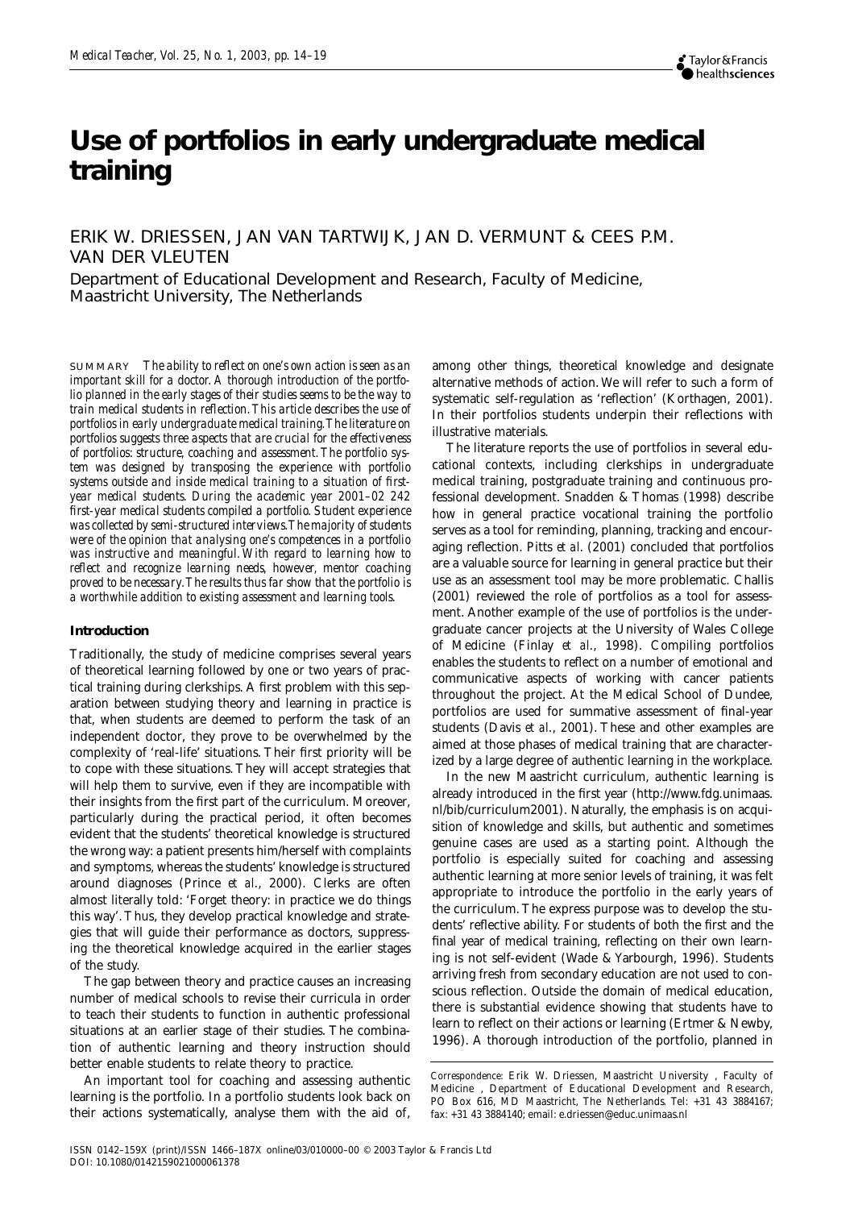# Use of portfolios in early undergraduate medical training

ERIK W. DRIESSEN, JAN VAN TARTWIJK, JAN D. VERMUNT & CEES P.M. VAN DER VLEUTEN

Department of Educational Development and Research, Faculty of Medicine, Maastricht University, The Netherlands

SUMMARY *The ability to reflect on one's own action is seen as an important skill for a doctor. A thorough introduction of the portfolio planned in the early stages of their studies seems to be the way to train medical students in reflection. This article describes the use of portfolios in early undergraduate medical training. The literature on portfolios suggests three aspects that are crucial for the effectiveness of portfolios: structure, coaching and assessment. The portfolio system was designed by transposing the experience with portfolio systems outside and inside medical training to a situation of first-year medical students. During the academic year 2001–02 242 first-year medical students compiled a portfolio. Student experience was collected by semi-structured interviews. The majority of students were of the opinion that analysing one's competences in a portfolio was instructive and meaningful. With regard to learning how to reflect and recognize learning needs, however, mentor coaching proved to be necessary. The results thus far show that the portfolio is a worthwhile addition to existing assessment and learning tools.*

## Introduction

Traditionally, the study of medicine comprises several years of theoretical learning followed by one or two years of practical training during clerkships. A first problem with this separation between studying theory and learning in practice is that, when students are deemed to perform the task of an independent doctor, they prove to be overwhelmed by the complexity of 'real-life' situations. Their first priority will be to cope with these situations. They will accept strategies that will help them to survive, even if they are incompatible with their insights from the first part of the curriculum. Moreover, particularly during the practical period, it often becomes evident that the students' theoretical knowledge is structured the wrong way: a patient presents him/herself with complaints and symptoms, whereas the students' knowledge is structured around diagnoses (Prince *et al.*, 2000). Clerks are often almost literally told: 'Forget theory: in practice we do things this way'. Thus, they develop practical knowledge and strategies that will guide their performance as doctors, suppressing the theoretical knowledge acquired in the earlier stages of the study.

The gap between theory and practice causes an increasing number of medical schools to revise their curricula in order to teach their students to function in authentic professional situations at an earlier stage of their studies. The combination of authentic learning and theory instruction should better enable students to relate theory to practice.

An important tool for coaching and assessing authentic learning is the portfolio. In a portfolio students look back on their actions systematically, analyse them with the aid of, among other things, theoretical knowledge and designate alternative methods of action. We will refer to such a form of systematic self-regulation as 'reflection' (Korthagen, 2001). In their portfolios students underpin their reflections with illustrative materials.

The literature reports the use of portfolios in several educational contexts, including clerkships in undergraduate medical training, postgraduate training and continuous professional development. Snadden & Thomas (1998) describe how in general practice vocational training the portfolio serves as a tool for reminding, planning, tracking and encouraging reflection. Pitts *et al.* (2001) concluded that portfolios are a valuable source for learning in general practice but their use as an assessment tool may be more problematic. Challis (2001) reviewed the role of portfolios as a tool for assessment. Another example of the use of portfolios is the undergraduate cancer projects at the University of Wales College of Medicine (Finlay *et al.*, 1998). Compiling portfolios enables the students to reflect on a number of emotional and communicative aspects of working with cancer patients throughout the project. At the Medical School of Dundee, portfolios are used for summative assessment of final-year students (Davis *et al.*, 2001). These and other examples are aimed at those phases of medical training that are characterized by a large degree of authentic learning in the workplace.

In the new Maastricht curriculum, authentic learning is already introduced in the first year (http://www.fdg.unimaas.nl/bib/curriculum2001). Naturally, the emphasis is on acquisition of knowledge and skills, but authentic and sometimes genuine cases are used as a starting point. Although the portfolio is especially suited for coaching and assessing authentic learning at more senior levels of training, it was felt appropriate to introduce the portfolio in the early years of the curriculum. The express purpose was to develop the students' reflective ability. For students of both the first and the final year of medical training, reflecting on their own learning is not self-evident (Wade & Yarbourgh, 1996). Students arriving fresh from secondary education are not used to conscious reflection. Outside the domain of medical education, there is substantial evidence showing that students have to learn to reflect on their actions or learning (Ertmer & Newby, 1996). A thorough introduction of the portfolio, planned in

Correspondence: Erik W. Driessen, Maastricht University, Faculty of Medicine, Department of Educational Development and Research, PO Box 616, MD Maastricht, The Netherlands. Tel: +31 43 3884167; fax: +31 43 3884140; email: e.driessen@educ.unimaas.nl

ISSN 0142–159X (print)/ISSN 1466–187X online/03/010000–00 © 2003 Taylor & Francis Ltd
DOI: 10.1080/0142159021000061378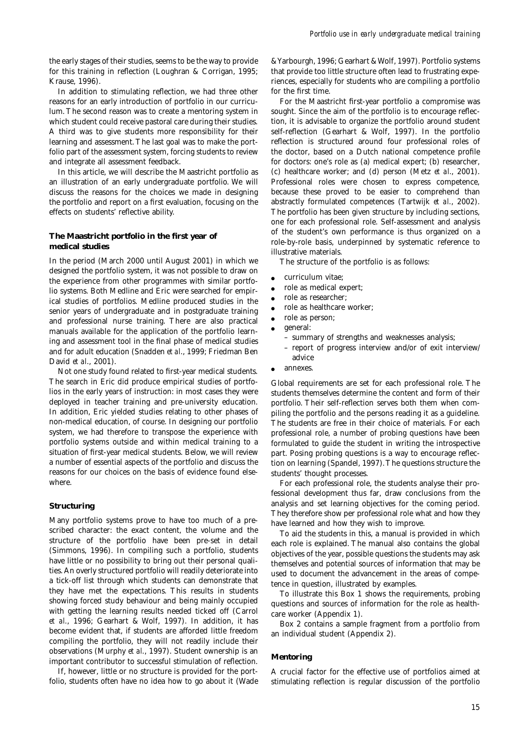the early stages of their studies, seems to be the way to provide for this training in reflection (Loughran & Corrigan, 1995; Krause, 1996).

In addition to stimulating reflection, we had three other reasons for an early introduction of portfolio in our curriculum. The second reason was to create a mentoring system in which student could receive pastoral care during their studies. A third was to give students more responsibility for their learning and assessment. The last goal was to make the portfolio part of the assessment system, forcing students to review and integrate all assessment feedback.

In this article, we will describe the Maastricht portfolio as an illustration of an early undergraduate portfolio. We will discuss the reasons for the choices we made in designing the portfolio and report on a first evaluation, focusing on the effects on students' reflective ability.

## The Maastricht portfolio in the first year of medical studies

In the period (March 2000 until August 2001) in which we designed the portfolio system, it was not possible to draw on the experience from other programmes with similar portfolio systems. Both Medline and Eric were searched for empirical studies of portfolios. Medline produced studies in the senior years of undergraduate and in postgraduate training and professional nurse training. There are also practical manuals available for the application of the portfolio learning and assessment tool in the final phase of medical studies and for adult education (Snadden *et al.*, 1999; Friedman Ben David *et al.*, 2001).

Not one study found related to first-year medical students. The search in Eric did produce empirical studies of portfolios in the early years of instruction: in most cases they were deployed in teacher training and pre-university education. In addition, Eric yielded studies relating to other phases of non-medical education, of course. In designing our portfolio system, we had therefore to transpose the experience with portfolio systems outside and within medical training to a situation of first-year medical students. Below, we will review a number of essential aspects of the portfolio and discuss the reasons for our choices on the basis of evidence found elsewhere.

### Structuring

Many portfolio systems prove to have too much of a prescribed character: the exact content, the volume and the structure of the portfolio have been pre-set in detail (Simmons, 1996). In compiling such a portfolio, students have little or no possibility to bring out their personal qualities. An overly structured portfolio will readily deteriorate into a tick-off list through which students can demonstrate that they have met the expectations. This results in students showing forced study behaviour and being mainly occupied with getting the learning results needed ticked off (Carrol *et al.*, 1996; Gearhart & Wolf, 1997). In addition, it has become evident that, if students are afforded little freedom compiling the portfolio, they will not readily include their observations (Murphy *et al.*, 1997). Student ownership is an important contributor to successful stimulation of reflection.

If, however, little or no structure is provided for the portfolio, students often have no idea how to go about it (Wade & Yarbourgh, 1996; Gearhart & Wolf, 1997). Portfolio systems that provide too little structure often lead to frustrating experiences, especially for students who are compiling a portfolio for the first time.

For the Maastricht first-year portfolio a compromise was sought. Since the aim of the portfolio is to encourage reflection, it is advisable to organize the portfolio around student self-reflection (Gearhart & Wolf, 1997). In the portfolio reflection is structured around four professional roles of the doctor, based on a Dutch national competence profile for doctors: one's role as (a) medical expert; (b) researcher, (c) healthcare worker; and (d) person (Metz *et al.*, 2001). Professional roles were chosen to express competence, because these proved to be easier to comprehend than abstractly formulated competences (Tartwijk *et al.*, 2002). The portfolio has been given structure by including sections, one for each professional role. Self-assessment and analysis of the student's own performance is thus organized on a role-by-role basis, underpinned by systematic reference to illustrative materials.

The structure of the portfolio is as follows:

- curriculum vitae;
- role as medical expert;
- role as researcher;
- role as healthcare worker;
- role as person;
- general:
  - summary of strengths and weaknesses analysis;
  - report of progress interview and/or of exit interview/advice
- annexes.

Global requirements are set for each professional role. The students themselves determine the content and form of their portfolio. Their self-reflection serves both them when compiling the portfolio and the persons reading it as a guideline. The students are free in their choice of materials. For each professional role, a number of probing questions have been formulated to guide the student in writing the introspective part. Posing probing questions is a way to encourage reflection on learning (Spandel, 1997). The questions structure the students' thought processes.

For each professional role, the students analyse their professional development thus far, draw conclusions from the analysis and set learning objectives for the coming period. They therefore show per professional role what and how they have learned and how they wish to improve.

To aid the students in this, a manual is provided in which each role is explained. The manual also contains the global objectives of the year, possible questions the students may ask themselves and potential sources of information that may be used to document the advancement in the areas of competence in question, illustrated by examples.

To illustrate this Box 1 shows the requirements, probing questions and sources of information for the role as healthcare worker (Appendix 1).

Box 2 contains a sample fragment from a portfolio from an individual student (Appendix 2).

### Mentoring

A crucial factor for the effective use of portfolios aimed at stimulating reflection is regular discussion of the portfolio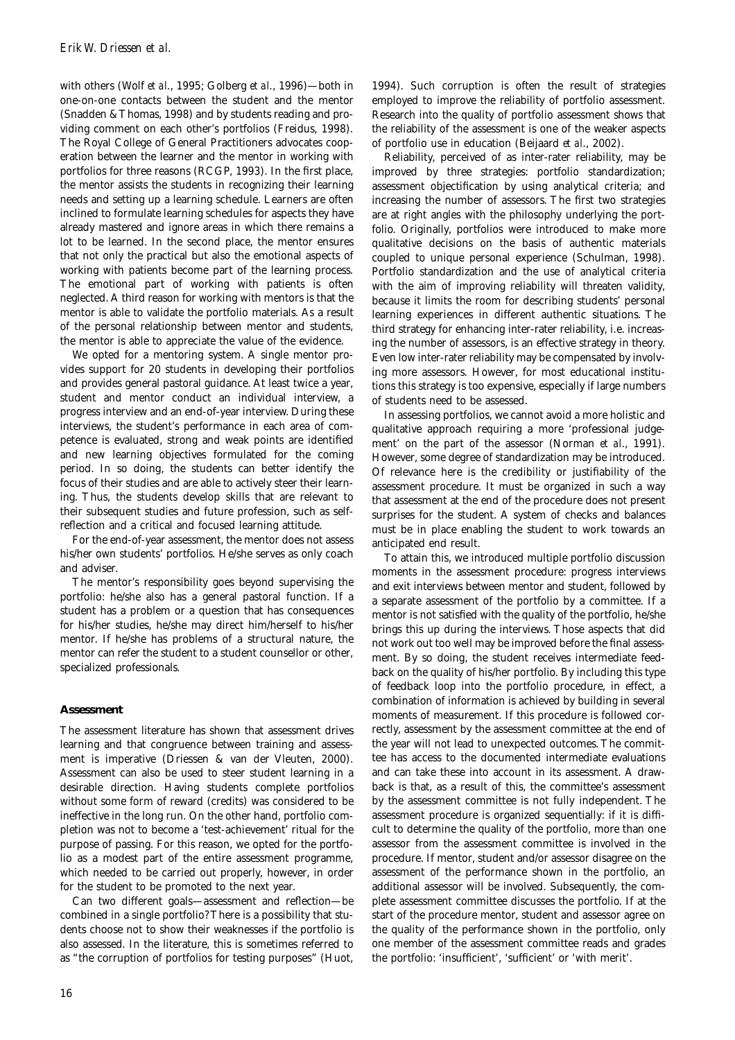with others (Wolf *et al*., 1995; Golberg *et al*., 1996)—both in one-on-one contacts between the student and the mentor (Snadden & Thomas, 1998) and by students reading and providing comment on each other's portfolios (Freidus, 1998). The Royal College of General Practitioners advocates cooperation between the learner and the mentor in working with portfolios for three reasons (RCGP, 1993). In the first place, the mentor assists the students in recognizing their learning needs and setting up a learning schedule. Learners are often inclined to formulate learning schedules for aspects they have already mastered and ignore areas in which there remains a lot to be learned. In the second place, the mentor ensures that not only the practical but also the emotional aspects of working with patients become part of the learning process. The emotional part of working with patients is often neglected. A third reason for working with mentors is that the mentor is able to validate the portfolio materials. As a result of the personal relationship between mentor and students, the mentor is able to appreciate the value of the evidence.

We opted for a mentoring system. A single mentor provides support for 20 students in developing their portfolios and provides general pastoral guidance. At least twice a year, student and mentor conduct an individual interview, a progress interview and an end-of-year interview. During these interviews, the student's performance in each area of competence is evaluated, strong and weak points are identified and new learning objectives formulated for the coming period. In so doing, the students can better identify the focus of their studies and are able to actively steer their learning. Thus, the students develop skills that are relevant to their subsequent studies and future profession, such as self-reflection and a critical and focused learning attitude.

For the end-of-year assessment, the mentor does not assess his/her own students' portfolios. He/she serves as only coach and adviser.

The mentor's responsibility goes beyond supervising the portfolio: he/she also has a general pastoral function. If a student has a problem or a question that has consequences for his/her studies, he/she may direct him/herself to his/her mentor. If he/she has problems of a structural nature, the mentor can refer the student to a student counsellor or other, specialized professionals.

## Assessment

The assessment literature has shown that assessment drives learning and that congruence between training and assessment is imperative (Driessen & van der Vleuten, 2000). Assessment can also be used to steer student learning in a desirable direction. Having students complete portfolios without some form of reward (credits) was considered to be ineffective in the long run. On the other hand, portfolio completion was not to become a 'test-achievement' ritual for the purpose of passing. For this reason, we opted for the portfolio as a modest part of the entire assessment programme, which needed to be carried out properly, however, in order for the student to be promoted to the next year.

Can two different goals—assessment and reflection—be combined in a single portfolio? There is a possibility that students choose not to show their weaknesses if the portfolio is also assessed. In the literature, this is sometimes referred to as "the corruption of portfolios for testing purposes" (Huot, 1994). Such corruption is often the result of strategies employed to improve the reliability of portfolio assessment. Research into the quality of portfolio assessment shows that the reliability of the assessment is one of the weaker aspects of portfolio use in education (Beijaard *et al*., 2002).

Reliability, perceived of as inter-rater reliability, may be improved by three strategies: portfolio standardization; assessment objectification by using analytical criteria; and increasing the number of assessors. The first two strategies are at right angles with the philosophy underlying the portfolio. Originally, portfolios were introduced to make more qualitative decisions on the basis of authentic materials coupled to unique personal experience (Schulman, 1998). Portfolio standardization and the use of analytical criteria with the aim of improving reliability will threaten validity, because it limits the room for describing students' personal learning experiences in different authentic situations. The third strategy for enhancing inter-rater reliability, i.e. increasing the number of assessors, is an effective strategy in theory. Even low inter-rater reliability may be compensated by involving more assessors. However, for most educational institutions this strategy is too expensive, especially if large numbers of students need to be assessed.

In assessing portfolios, we cannot avoid a more holistic and qualitative approach requiring a more 'professional judgement' on the part of the assessor (Norman *et al*., 1991). However, some degree of standardization may be introduced. Of relevance here is the credibility or justifiability of the assessment procedure. It must be organized in such a way that assessment at the end of the procedure does not present surprises for the student. A system of checks and balances must be in place enabling the student to work towards an anticipated end result.

To attain this, we introduced multiple portfolio discussion moments in the assessment procedure: progress interviews and exit interviews between mentor and student, followed by a separate assessment of the portfolio by a committee. If a mentor is not satisfied with the quality of the portfolio, he/she brings this up during the interviews. Those aspects that did not work out too well may be improved before the final assessment. By so doing, the student receives intermediate feedback on the quality of his/her portfolio. By including this type of feedback loop into the portfolio procedure, in effect, a combination of information is achieved by building in several moments of measurement. If this procedure is followed correctly, assessment by the assessment committee at the end of the year will not lead to unexpected outcomes. The committee has access to the documented intermediate evaluations and can take these into account in its assessment. A drawback is that, as a result of this, the committee's assessment by the assessment committee is not fully independent. The assessment procedure is organized sequentially: if it is difficult to determine the quality of the portfolio, more than one assessor from the assessment committee is involved in the procedure. If mentor, student and/or assessor disagree on the assessment of the performance shown in the portfolio, an additional assessor will be involved. Subsequently, the complete assessment committee discusses the portfolio. If at the start of the procedure mentor, student and assessor agree on the quality of the performance shown in the portfolio, only one member of the assessment committee reads and grades the portfolio: 'insufficient', 'sufficient' or 'with merit'.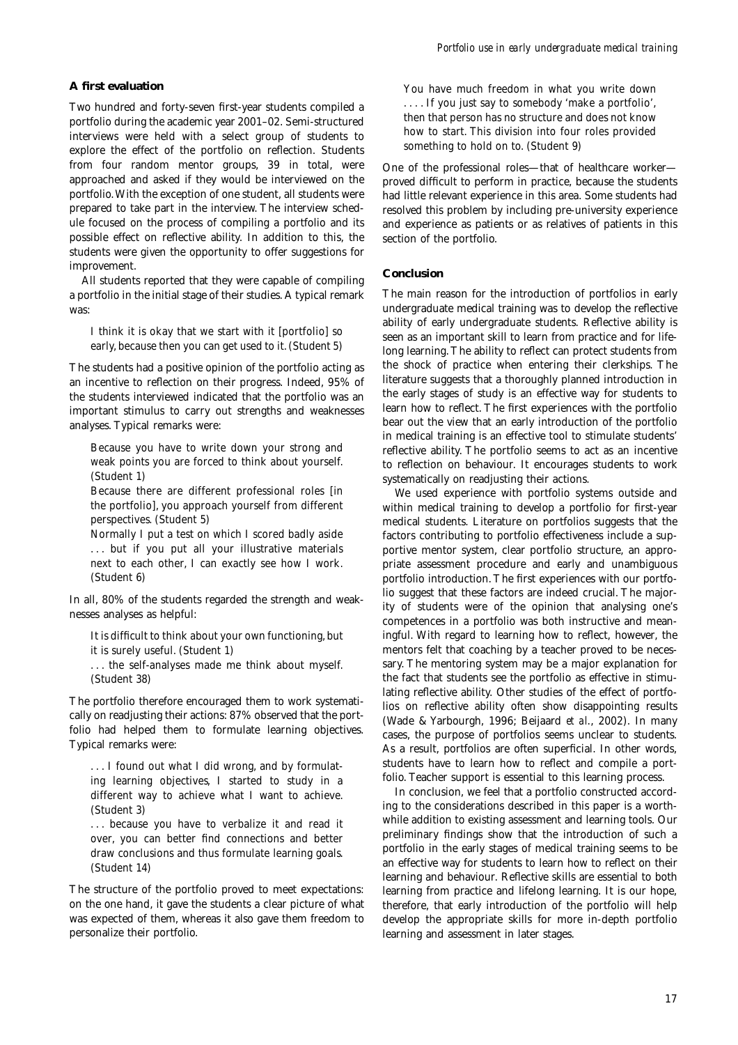### A first evaluation

Two hundred and forty-seven first-year students compiled a portfolio during the academic year 2001–02. Semi-structured interviews were held with a select group of students to explore the effect of the portfolio on reflection. Students from four random mentor groups, 39 in total, were approached and asked if they would be interviewed on the portfolio. With the exception of one student, all students were prepared to take part in the interview. The interview schedule focused on the process of compiling a portfolio and its possible effect on reflective ability. In addition to this, the students were given the opportunity to offer suggestions for improvement.

All students reported that they were capable of compiling a portfolio in the initial stage of their studies. A typical remark was:

> I think it is okay that we start with it [portfolio] so early, because then you can get used to it. (Student 5)

The students had a positive opinion of the portfolio acting as an incentive to reflection on their progress. Indeed, 95% of the students interviewed indicated that the portfolio was an important stimulus to carry out strengths and weaknesses analyses. Typical remarks were:

> Because you have to write down your strong and weak points you are forced to think about yourself. (Student 1)
>
> Because there are different professional roles [in the portfolio], you approach yourself from different perspectives. (Student 5)
>
> Normally I put a test on which I scored badly aside . . . but if you put all your illustrative materials next to each other, I can exactly see how I work. (Student 6)

In all, 80% of the students regarded the strength and weaknesses analyses as helpful:

> It is difficult to think about your own functioning, but it is surely useful. (Student 1)
>
> . . . the self-analyses made me think about myself. (Student 38)

The portfolio therefore encouraged them to work systematically on readjusting their actions: 87% observed that the portfolio had helped them to formulate learning objectives. Typical remarks were:

> . . . I found out what I did wrong, and by formulating learning objectives, I started to study in a different way to achieve what I want to achieve. (Student 3)
>
> . . . because you have to verbalize it and read it over, you can better find connections and better draw conclusions and thus formulate learning goals. (Student 14)

The structure of the portfolio proved to meet expectations: on the one hand, it gave the students a clear picture of what was expected of them, whereas it also gave them freedom to personalize their portfolio.

> You have much freedom in what you write down . . . . If you just say to somebody 'make a portfolio', then that person has no structure and does not know how to start. This division into four roles provided something to hold on to. (Student 9)

One of the professional roles—that of healthcare worker—proved difficult to perform in practice, because the students had little relevant experience in this area. Some students had resolved this problem by including pre-university experience and experience as patients or as relatives of patients in this section of the portfolio.

### Conclusion

The main reason for the introduction of portfolios in early undergraduate medical training was to develop the reflective ability of early undergraduate students. Reflective ability is seen as an important skill to learn from practice and for lifelong learning. The ability to reflect can protect students from the shock of practice when entering their clerkships. The literature suggests that a thoroughly planned introduction in the early stages of study is an effective way for students to learn how to reflect. The first experiences with the portfolio bear out the view that an early introduction of the portfolio in medical training is an effective tool to stimulate students' reflective ability. The portfolio seems to act as an incentive to reflection on behaviour. It encourages students to work systematically on readjusting their actions.

We used experience with portfolio systems outside and within medical training to develop a portfolio for first-year medical students. Literature on portfolios suggests that the factors contributing to portfolio effectiveness include a supportive mentor system, clear portfolio structure, an appropriate assessment procedure and early and unambiguous portfolio introduction. The first experiences with our portfolio suggest that these factors are indeed crucial. The majority of students were of the opinion that analysing one's competences in a portfolio was both instructive and meaningful. With regard to learning how to reflect, however, the mentors felt that coaching by a teacher proved to be necessary. The mentoring system may be a major explanation for the fact that students see the portfolio as effective in stimulating reflective ability. Other studies of the effect of portfolios on reflective ability often show disappointing results (Wade & Yarbourgh, 1996; Beijaard *et al.*, 2002). In many cases, the purpose of portfolios seems unclear to students. As a result, portfolios are often superficial. In other words, students have to learn how to reflect and compile a portfolio. Teacher support is essential to this learning process.

In conclusion, we feel that a portfolio constructed according to the considerations described in this paper is a worthwhile addition to existing assessment and learning tools. Our preliminary findings show that the introduction of such a portfolio in the early stages of medical training seems to be an effective way for students to learn how to reflect on their learning and behaviour. Reflective skills are essential to both learning from practice and lifelong learning. It is our hope, therefore, that early introduction of the portfolio will help develop the appropriate skills for more in-depth portfolio learning and assessment in later stages.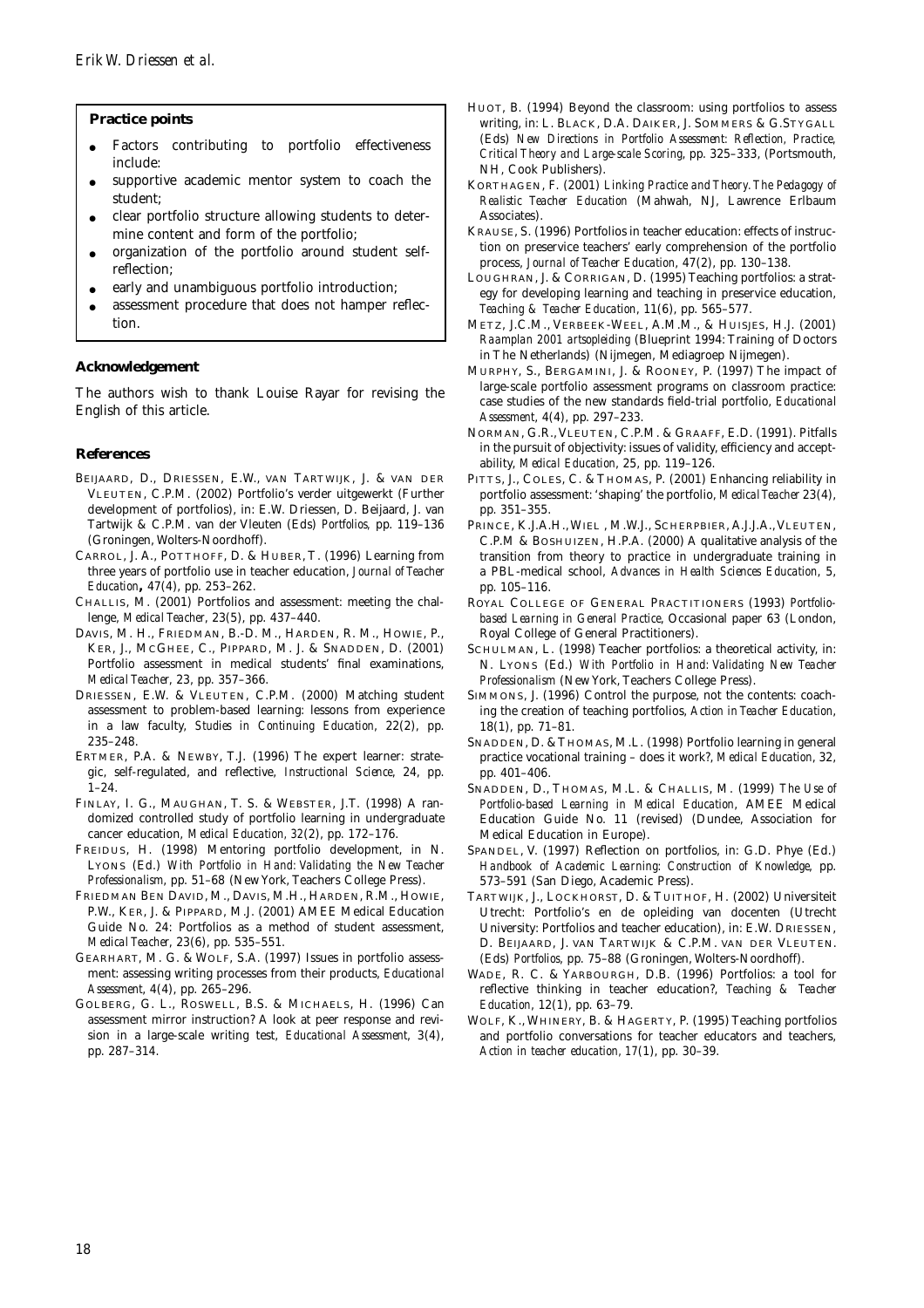**Practice points**

- Factors contributing to portfolio effectiveness include:
- supportive academic mentor system to coach the student;
- clear portfolio structure allowing students to determine content and form of the portfolio;
- organization of the portfolio around student self-reflection;
- early and unambiguous portfolio introduction;
- assessment procedure that does not hamper reflection.

## Acknowledgement

The authors wish to thank Louise Rayar for revising the English of this article.

## References

BEIJAARD, D., DRIESSEN, E.W., VAN TARTWIJK, J. & VAN DER VLEUTEN, C.P.M. (2002) Portfolio's verder uitgewerkt (Further development of portfolios), in: E.W. Driessen, D. Beijaard, J. van Tartwijk & C.P.M. van der Vleuten (Eds) *Portfolios*, pp. 119–136 (Groningen, Wolters-Noordhoff).

CARROL, J. A., POTTHOFF, D. & HUBER, T. (1996) Learning from three years of portfolio use in teacher education, *Journal of Teacher Education*, 47(4), pp. 253–262.

CHALLIS, M. (2001) Portfolios and assessment: meeting the challenge, *Medical Teacher*, 23(5), pp. 437–440.

DAVIS, M. H., FRIEDMAN, B.-D. M., HARDEN, R. M., HOWIE, P., KER, J., MCGHEE, C., PIPPARD, M. J. & SNADDEN, D. (2001) Portfolio assessment in medical students' final examinations, *Medical Teacher*, 23, pp. 357–366.

DRIESSEN, E.W. & VLEUTEN, C.P.M. (2000) Matching student assessment to problem-based learning: lessons from experience in a law faculty, *Studies in Continuing Education*, 22(2), pp. 235–248.

ERTMER, P.A. & NEWBY, T.J. (1996) The expert learner: strategic, self-regulated, and reflective, *Instructional Science*, 24, pp. 1–24.

FINLAY, I. G., MAUGHAN, T. S. & WEBSTER, J.T. (1998) A randomized controlled study of portfolio learning in undergraduate cancer education, *Medical Education*, 32(2), pp. 172–176.

FREIDUS, H. (1998) Mentoring portfolio development, in N. LYONS (Ed.) *With Portfolio in Hand: Validating the New Teacher Professionalism*, pp. 51–68 (New York, Teachers College Press).

FRIEDMAN BEN DAVID, M., DAVIS, M.H., HARDEN, R.M., HOWIE, P.W., KER, J. & PIPPARD, M.J. (2001) AMEE Medical Education Guide No. 24: Portfolios as a method of student assessment, *Medical Teacher*, 23(6), pp. 535–551.

GEARHART, M. G. & WOLF, S.A. (1997) Issues in portfolio assessment: assessing writing processes from their products, *Educational Assessment*, 4(4), pp. 265–296.

GOLBERG, G. L., ROSWELL, B.S. & MICHAELS, H. (1996) Can assessment mirror instruction? A look at peer response and revision in a large-scale writing test, *Educational Assessment*, 3(4), pp. 287–314.

HUOT, B. (1994) Beyond the classroom: using portfolios to assess writing, in: L. BLACK, D.A. DAIKER, J. SOMMERS & G.STYGALL (Eds) *New Directions in Portfolio Assessment: Reflection, Practice, Critical Theory and Large-scale Scoring*, pp. 325–333, (Portsmouth, NH, Cook Publishers).

KORTHAGEN, F. (2001) *Linking Practice and Theory. The Pedagogy of Realistic Teacher Education* (Mahwah, NJ, Lawrence Erlbaum Associates).

KRAUSE, S. (1996) Portfolios in teacher education: effects of instruction on preservice teachers' early comprehension of the portfolio process, *Journal of Teacher Education*, 47(2), pp. 130–138.

LOUGHRAN, J. & CORRIGAN, D. (1995) Teaching portfolios: a strategy for developing learning and teaching in preservice education, *Teaching & Teacher Education*, 11(6), pp. 565–577.

METZ, J.C.M., VERBEEK-WEEL, A.M.M., & HUISJES, H.J. (2001) *Raamplan 2001 artsopleiding* (Blueprint 1994: Training of Doctors in The Netherlands) (Nijmegen, Mediagroep Nijmegen).

MURPHY, S., BERGAMINI, J. & ROONEY, P. (1997) The impact of large-scale portfolio assessment programs on classroom practice: case studies of the new standards field-trial portfolio, *Educational Assessment*, 4(4), pp. 297–233.

NORMAN, G.R., VLEUTEN, C.P.M. & GRAAFF, E.D. (1991). Pitfalls in the pursuit of objectivity: issues of validity, efficiency and acceptability, *Medical Education*, 25, pp. 119–126.

PITTS, J., COLES, C. & THOMAS, P. (2001) Enhancing reliability in portfolio assessment: 'shaping' the portfolio, *Medical Teacher* 23(4), pp. 351–355.

PRINCE, K.J.A.H., WIEL, M.W.J., SCHERPBIER, A.J.J.A., VLEUTEN, C.P.M & BOSHUIZEN, H.P.A. (2000) A qualitative analysis of the transition from theory to practice in undergraduate training in a PBL-medical school, *Advances in Health Sciences Education*, 5, pp. 105–116.

ROYAL COLLEGE OF GENERAL PRACTITIONERS (1993) *Portfolio-based Learning in General Practice*, Occasional paper 63 (London, Royal College of General Practitioners).

SCHULMAN, L. (1998) Teacher portfolios: a theoretical activity, in: N. LYONS (Ed.) *With Portfolio in Hand: Validating New Teacher Professionalism* (New York, Teachers College Press).

SIMMONS, J. (1996) Control the purpose, not the contents: coaching the creation of teaching portfolios, *Action in Teacher Education*, 18(1), pp. 71–81.

SNADDEN, D. & THOMAS, M.L. (1998) Portfolio learning in general practice vocational training – does it work?, *Medical Education*, 32, pp. 401–406.

SNADDEN, D., THOMAS, M.L. & CHALLIS, M. (1999) *The Use of Portfolio-based Learning in Medical Education*, AMEE Medical Education Guide No. 11 (revised) (Dundee, Association for Medical Education in Europe).

SPANDEL, V. (1997) Reflection on portfolios, in: G.D. Phye (Ed.) *Handbook of Academic Learning: Construction of Knowledge*, pp. 573–591 (San Diego, Academic Press).

TARTWIJK, J., LOCKHORST, D. & TUITHOF, H. (2002) Universiteit Utrecht: Portfolio's en de opleiding van docenten (Utrecht University: Portfolios and teacher education), in: E.W. DRIESSEN, D. BEIJAARD, J. VAN TARTWIJK & C.P.M. VAN DER VLEUTEN. (Eds) *Portfolios*, pp. 75–88 (Groningen, Wolters-Noordhoff).

WADE, R. C. & YARBOURGH, D.B. (1996) Portfolios: a tool for reflective thinking in teacher education?, *Teaching & Teacher Education*, 12(1), pp. 63–79.

WOLF, K., WHINERY, B. & HAGERTY, P. (1995) Teaching portfolios and portfolio conversations for teacher educators and teachers, *Action in teacher education*, 17(1), pp. 30–39.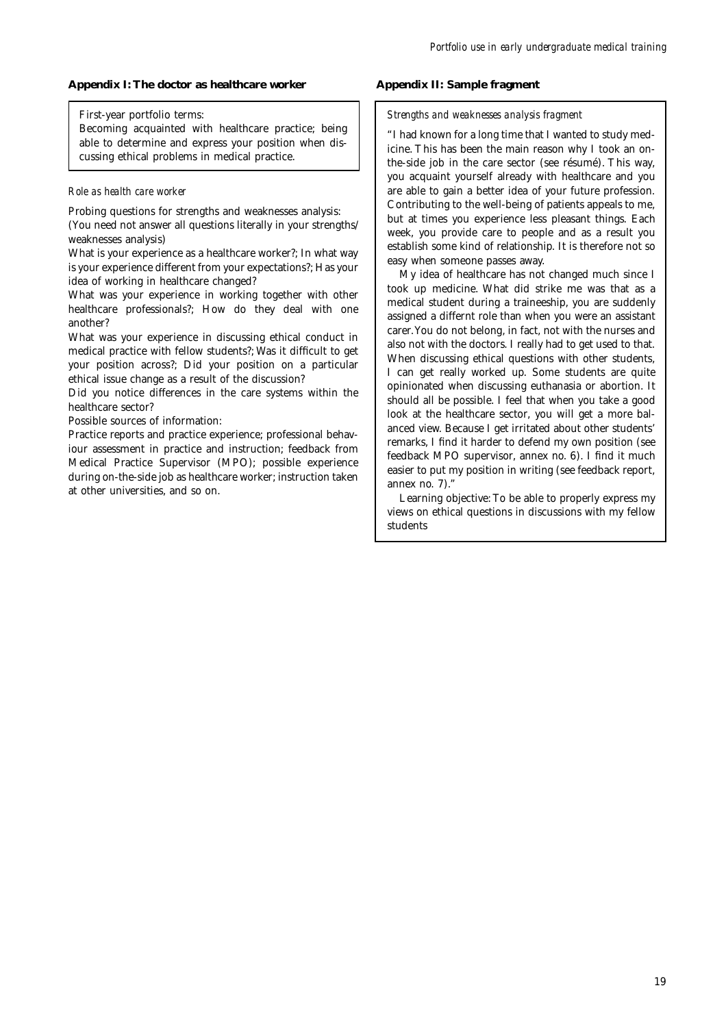## Appendix I: The doctor as healthcare worker

First-year portfolio terms:
Becoming acquainted with healthcare practice; being able to determine and express your position when discussing ethical problems in medical practice.

*Role as health care worker*

Probing questions for strengths and weaknesses analysis:
(You need not answer all questions literally in your strengths/weaknesses analysis)

What is your experience as a healthcare worker?; In what way is your experience different from your expectations?; Has your idea of working in healthcare changed?

What was your experience in working together with other healthcare professionals?; How do they deal with one another?

What was your experience in discussing ethical conduct in medical practice with fellow students?; Was it difficult to get your position across?; Did your position on a particular ethical issue change as a result of the discussion?

Did you notice differences in the care systems within the healthcare sector?

Possible sources of information:

Practice reports and practice experience; professional behaviour assessment in practice and instruction; feedback from Medical Practice Supervisor (MPO); possible experience during on-the-side job as healthcare worker; instruction taken at other universities, and so on.

## Appendix II: Sample fragment

*Strengths and weaknesses analysis fragment*

"I had known for a long time that I wanted to study medicine. This has been the main reason why I took an on-the-side job in the care sector (see résumé). This way, you acquaint yourself already with healthcare and you are able to gain a better idea of your future profession. Contributing to the well-being of patients appeals to me, but at times you experience less pleasant things. Each week, you provide care to people and as a result you establish some kind of relationship. It is therefore not so easy when someone passes away.

My idea of healthcare has not changed much since I took up medicine. What did strike me was that as a medical student during a traineeship, you are suddenly assigned a differnt role than when you were an assistant carer. You do not belong, in fact, not with the nurses and also not with the doctors. I really had to get used to that. When discussing ethical questions with other students, I can get really worked up. Some students are quite opinionated when discussing euthanasia or abortion. It should all be possible. I feel that when you take a good look at the healthcare sector, you will get a more balanced view. Because I get irritated about other students' remarks, I find it harder to defend my own position (see feedback MPO supervisor, annex no. 6). I find it much easier to put my position in writing (see feedback report, annex no. 7)."

Learning objective: To be able to properly express my views on ethical questions in discussions with my fellow students